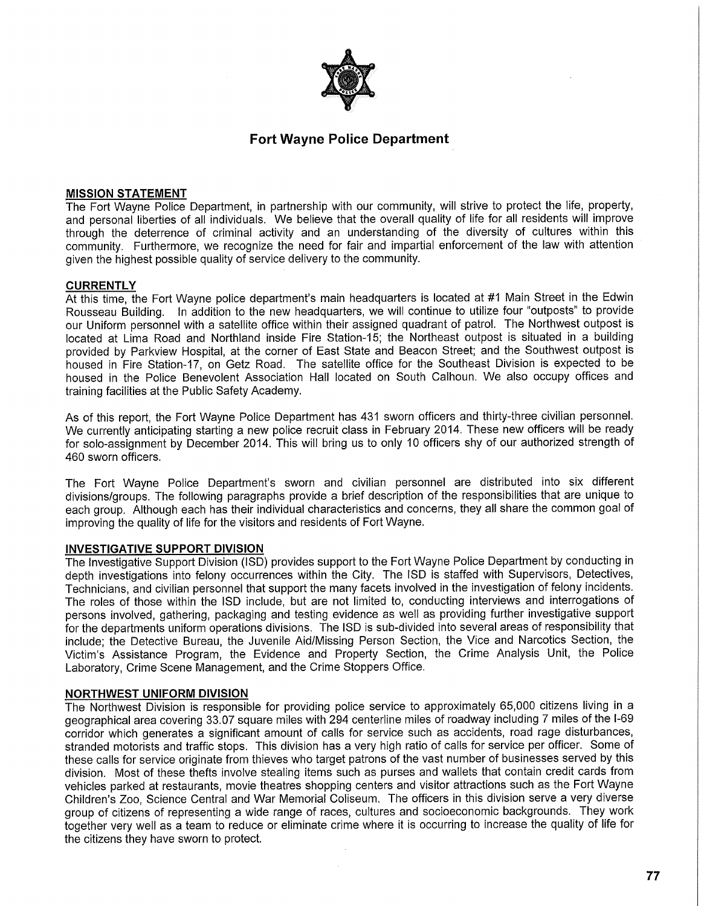# Fort Wayne Police Department

## MISSION STATEMENT

The Fort Wayne Police Department, in partnership with our community, will strive to protect the life, property, and personal liberties of all individuals. We believe that the overall quality of life for all residents will improve through the deterrence of criminal activity and an understanding of the diversity of cultures within this community. Furthermore, we recognize the need for fair and impartial enforcement of the law with attention given the highest possible quality of service delivery to the community.

## CURRENTLY

At this time, the Fort Wayne police department's main headquarters is located at #1 Main Street in the Edwin Rousseau Building. In addition to the new headquarters, we will continue to utilize four "outposts" to provide our Uniform personnel with a satellite office within their assigned quadrant of patrol. The Northwest outpost is located at Lima Road and Northland inside Fire Station-15; the Northeast outpost is situated in a building provided by Parkview Hospital, at the corner of East State and Beacon Street; and the Southwest outpost is housed in Fire Station-17, on Getz Road. The satellite office for the Southeast Division is expected to be housed in the Police Benevolent Association Hall located on South Calhoun. We also occupy offices and training facilities at the Public Safety Academy.

As of this report, the Fort Wayne Police Department has 431 sworn officers and thirty-three civilian personnel. We currently anticipating starting a new police recruit class in February 2014. These new officers will be ready for solo-assignment by December 2014. This will bring us to only 10 officers shy of our authorized strength of 460 sworn officers.

The Fort Wayne Police Department's sworn and civilian personnel are distributed into six different divisions/groups. The following paragraphs provide a brief description of the responsibilities that are unique to each group. Although each has their individual characteristics and concerns, they all share the common goal of improving the quality of life for the visitors and residents of Fort Wayne.

## INVESTIGATIVE SUPPORT DIVISION

The Investigative Support Division (ISD) provides support to the Fort Wayne Police Department by conducting in depth investigations into felony occurrences within the City. The ISD is staffed with Supervisors, Detectives, Technicians, and civilian personnel that support the many facets involved in the investigation of felony incidents. The roles of those within the ISD include, but are not limited to, conducting interviews and interrogations of persons involved, gathering, packaging and testing evidence as well as providing further investigative support for the departments uniform operations divisions. The ISD is sub-divided into several areas of responsibility that include; the Detective Bureau, the Juvenile Aid/Missing Person Section, the Vice and Narcotics Section, the Victim's Assistance Program, the Evidence and Property Section, the Crime Analysis Unit, the Police Laboratory, Crime Scene Management, and the Crime Stoppers Office.

## NORTHWEST UNIFORM DIVISION

The Northwest Division is responsible for providing police service to approximately 65,000 citizens living in a geographical area covering 33.07 square miles with 294 centerline miles of roadway including 7 miles of the I-69 corridor which generates a significant amount of calls for service such as accidents, road rage disturbances, stranded motorists and traffic stops. This division has a very high ratio of calls for service per officer. Some of these calls for service originate from thieves who target patrons of the vast number of businesses served by this division. Most of these thefts involve stealing items such as purses and wallets that contain credit cards from vehicles parked at restaurants, movie theatres shopping centers and visitor attractions such as the Fort Wayne Children's Zoo, Science Central and War Memorial Coliseum. The officers in this division serve a very diverse group of citizens of representing a wide range of races, cultures and socioeconomic backgrounds. They work together very well as a team to reduce or eliminate crime where it is occurring to increase the quality of life for the citizens they have sworn to protect.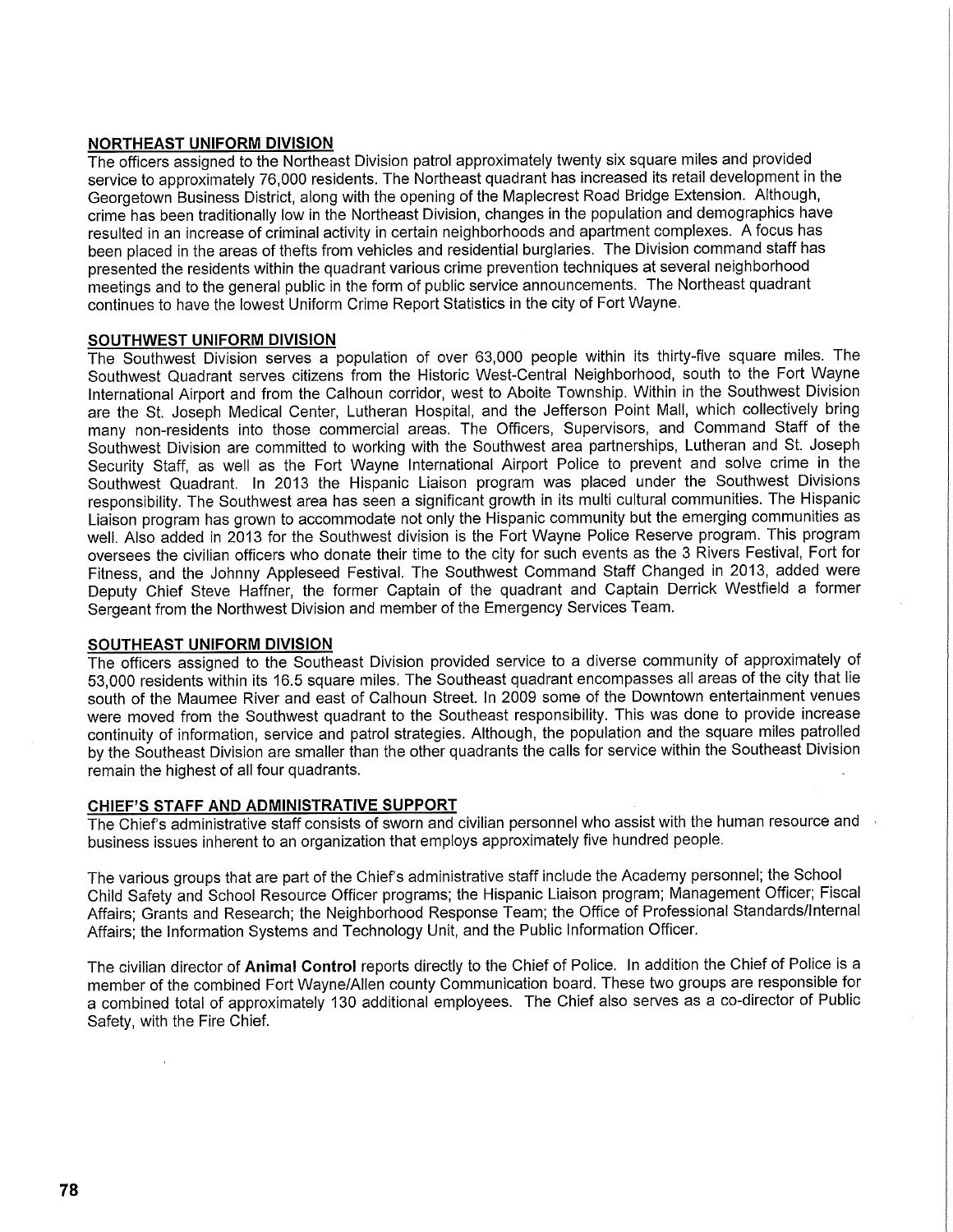## NORTHEAST UNIFORM DIVISION

The officers assigned to the Northeast Division patrol approximately twenty six square miles and provided service to approximately 76,000 residents. The Northeast quadrant has increased its retail development in the Georgetown Business District, along with the opening of the Maplecrest Road Bridge Extension. Although, crime has been traditionally low in the Northeast Division, changes in the population and demographics have resulted in an increase of criminal activity in certain neighborhoods and apartment complexes. A focus has been placed in the areas of thefts from vehicles and residential burglaries. The Division command staff has presented the residents within the quadrant various crime prevention techniques at several neighborhood meetings and to the general public in the form of public service announcements. The Northeast quadrant continues to have the lowest Uniform Crime Report Statistics in the city of Fort Wayne.

## SOUTHWEST UNIFORM DIVISION

The Southwest Division serves a population of over 63,000 people within its thirty-five square miles. The Southwest Quadrant serves citizens from the Historic West-Central Neighborhood, south to the Fort Wayne International Airport and from the Calhoun corridor, west to Aboite Township. Within in the Southwest Division are the St. Joseph Medical Center, Lutheran Hospital, and the Jefferson Point Mall, which collectively bring many non-residents into those commercial areas. The Officers, Supervisors, and Command Staff of the Southwest Division are committed to working with the Southwest area partnerships, Lutheran and St. Joseph Security Staff, as well as the Fort Wayne International Airport Police to prevent and solve crime in the Southwest Quadrant. In 2013 the Hispanic Liaison program was placed under the Southwest Divisions responsibility. The Southwest area has seen a significant growth in its multi cultural communities. The Hispanic Liaison program has grown to accommodate not only the Hispanic community but the emerging communities as well. Also added in 2013 for the Southwest division is the Fort Wayne Police Reserve program. This program oversees the civilian officers who donate their time to the city for such events as the 3 Rivers Festival, Fort for Fitness, and the Johnny Appleseed Festival. The Southwest Command Staff Changed in 2013, added were Deputy Chief Steve Haffner, the former Captain of the quadrant and Captain Derrick Westfield a former Sergeant from the Northwest Division and member of the Emergency Services Team.

## SOUTHEAST UNIFORM DIVISION

The officers assigned to the Southeast Division provided service to a diverse community of approximately of 53,000 residents within its 16.5 square miles. The Southeast quadrant encompasses all areas of the city that lie south of the Maumee River and east of Calhoun Street. In 2009 some of the Downtown entertainment venues were moved from the Southwest quadrant to the Southeast responsibility. This was done to provide increase continuity of information, service and patrol strategies. Although, the population and the square miles patrolled by the Southeast Division are smaller than the other quadrants the calls for service within the Southeast Division remain the highest of all four quadrants.

## CHIEF'S STAFF AND ADMINISTRATIVE SUPPORT

The Chief's administrative staff consists of sworn and civilian personnel who assist with the human resource and business issues inherent to an organization that employs approximately five hundred people.

The various groups that are part of the Chief's administrative staff include the Academy personnel; the School Child Safety and School Resource Officer programs; the Hispanic Liaison program; Management Officer; Fiscal Affairs; Grants and Research; the Neighborhood Response Team; the Office of Professional Standards/Internal Affairs; the Information Systems and Technology Unit, and the Public Information Officer.

The civilian director of **Animal Control** reports directly to the Chief of Police. In addition the Chief of Police is a member of the combined Fort Wayne/Allen county Communication board. These two groups are responsible for a combined total of approximately 130 additional employees. The Chief also serves as a co-director of Public Safety, with the Fire Chief.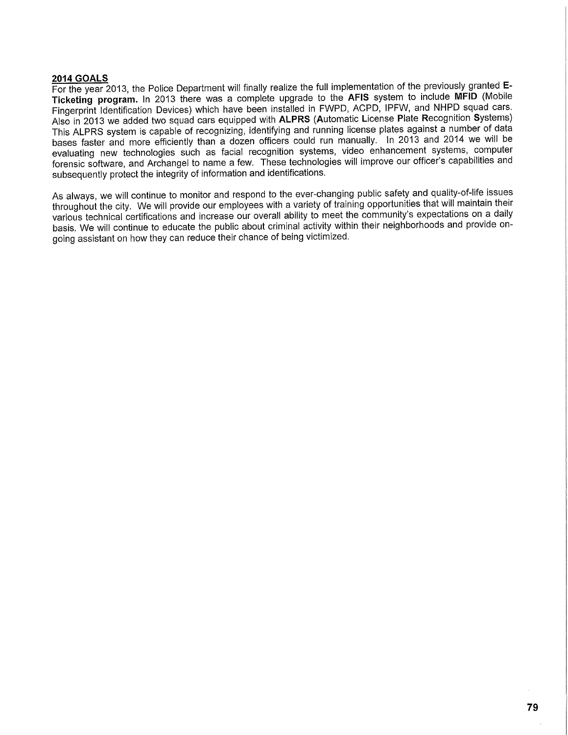**2014 GOALS**

For the year 2013, the Police Department will finally realize the full implementation of the previously granted **E-Ticketing program.** In 2013 there was a complete upgrade to the **AFIS** system to include **MFID** (Mobile Fingerprint Identification Devices) which have been installed in FWPD, ACPD, IPFW, and NHPD squad cars. Also in 2013 we added two squad cars equipped with **ALPRS** (**A**utomatic **L**icense **P**late **R**ecognition **S**ystems) This ALPRS system is capable of recognizing, identifying and running license plates against a number of data bases faster and more efficiently than a dozen officers could run manually. In 2013 and 2014 we will be evaluating new technologies such as facial recognition systems, video enhancement systems, computer forensic software, and Archangel to name a few. These technologies will improve our officer's capabilities and subsequently protect the integrity of information and identifications.

As always, we will continue to monitor and respond to the ever-changing public safety and quality-of-life issues throughout the city. We will provide our employees with a variety of training opportunities that will maintain their various technical certifications and increase our overall ability to meet the community's expectations on a daily basis. We will continue to educate the public about criminal activity within their neighborhoods and provide on-going assistant on how they can reduce their chance of being victimized.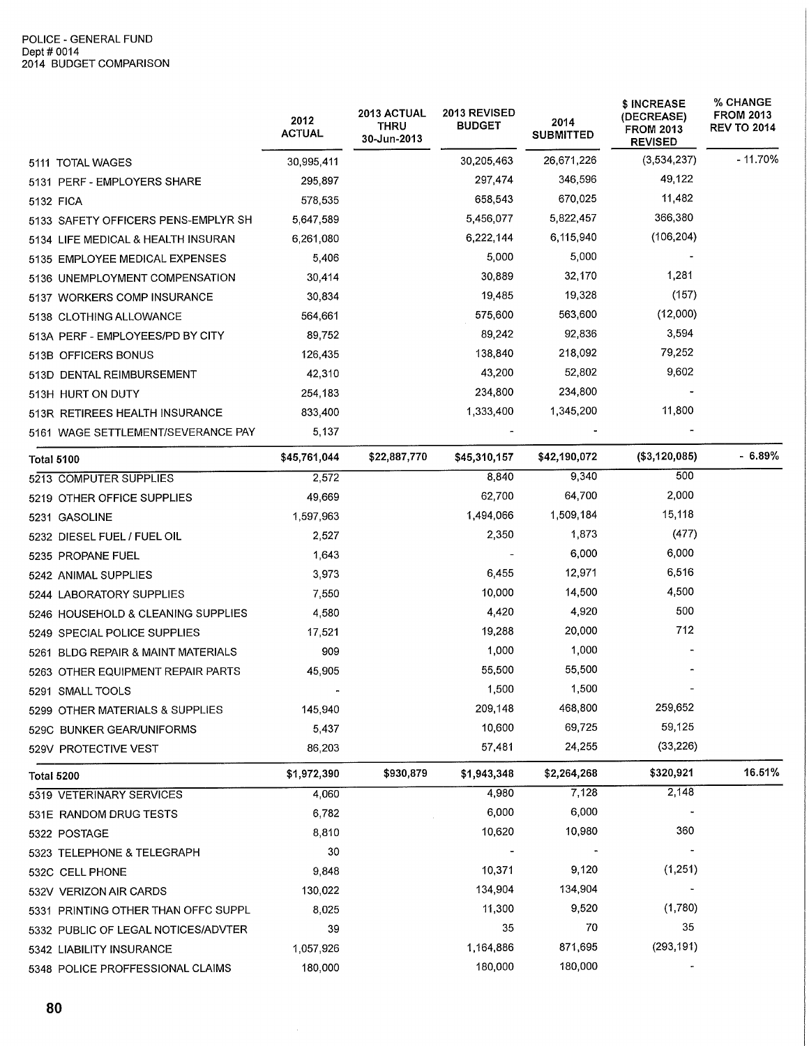POLICE - GENERAL FUND
Dept # 0014
2014 BUDGET COMPARISON

| | 2012 ACTUAL | 2013 ACTUAL THRU 30-Jun-2013 | 2013 REVISED BUDGET | 2014 SUBMITTED | $ INCREASE (DECREASE) FROM 2013 REVISED | % CHANGE FROM 2013 REV TO 2014 |
|---|---|---|---|---|---|---|
| 5111 TOTAL WAGES | 30,995,411 | | 30,205,463 | 26,671,226 | (3,534,237) | - 11.70% |
| 5131 PERF - EMPLOYERS SHARE | 295,897 | | 297,474 | 346,596 | 49,122 | |
| 5132 FICA | 578,535 | | 658,543 | 670,025 | 11,482 | |
| 5133 SAFETY OFFICERS PENS-EMPLYR SH | 5,647,589 | | 5,456,077 | 5,822,457 | 366,380 | |
| 5134 LIFE MEDICAL & HEALTH INSURAN | 6,261,080 | | 6,222,144 | 6,115,940 | (106,204) | |
| 5135 EMPLOYEE MEDICAL EXPENSES | 5,406 | | 5,000 | 5,000 | - | |
| 5136 UNEMPLOYMENT COMPENSATION | 30,414 | | 30,889 | 32,170 | 1,281 | |
| 5137 WORKERS COMP INSURANCE | 30,834 | | 19,485 | 19,328 | (157) | |
| 5138 CLOTHING ALLOWANCE | 564,661 | | 575,600 | 563,600 | (12,000) | |
| 513A PERF - EMPLOYEES/PD BY CITY | 89,752 | | 89,242 | 92,836 | 3,594 | |
| 513B OFFICERS BONUS | 126,435 | | 138,840 | 218,092 | 79,252 | |
| 513D DENTAL REIMBURSEMENT | 42,310 | | 43,200 | 52,802 | 9,602 | |
| 513H HURT ON DUTY | 254,183 | | 234,800 | 234,800 | - | |
| 513R RETIREES HEALTH INSURANCE | 833,400 | | 1,333,400 | 1,345,200 | 11,800 | |
| 5161 WAGE SETTLEMENT/SEVERANCE PAY | 5,137 | | - | - | - | |
| **Total 5100** | **$45,761,044** | **$22,887,770** | **$45,310,157** | **$42,190,072** | **($3,120,085)** | **- 6.89%** |
| 5213 COMPUTER SUPPLIES | 2,572 | | 8,840 | 9,340 | 500 | |
| 5219 OTHER OFFICE SUPPLIES | 49,669 | | 62,700 | 64,700 | 2,000 | |
| 5231 GASOLINE | 1,597,963 | | 1,494,066 | 1,509,184 | 15,118 | |
| 5232 DIESEL FUEL / FUEL OIL | 2,527 | | 2,350 | 1,873 | (477) | |
| 5235 PROPANE FUEL | 1,643 | | - | 6,000 | 6,000 | |
| 5242 ANIMAL SUPPLIES | 3,973 | | 6,455 | 12,971 | 6,516 | |
| 5244 LABORATORY SUPPLIES | 7,550 | | 10,000 | 14,500 | 4,500 | |
| 5246 HOUSEHOLD & CLEANING SUPPLIES | 4,580 | | 4,420 | 4,920 | 500 | |
| 5249 SPECIAL POLICE SUPPLIES | 17,521 | | 19,288 | 20,000 | 712 | |
| 5261 BLDG REPAIR & MAINT MATERIALS | 909 | | 1,000 | 1,000 | - | |
| 5263 OTHER EQUIPMENT REPAIR PARTS | 45,905 | | 55,500 | 55,500 | - | |
| 5291 SMALL TOOLS | - | | 1,500 | 1,500 | - | |
| 5299 OTHER MATERIALS & SUPPLIES | 145,940 | | 209,148 | 468,800 | 259,652 | |
| 529C BUNKER GEAR/UNIFORMS | 5,437 | | 10,600 | 69,725 | 59,125 | |
| 529V PROTECTIVE VEST | 86,203 | | 57,481 | 24,255 | (33,226) | |
| **Total 5200** | **$1,972,390** | **$930,879** | **$1,943,348** | **$2,264,268** | **$320,921** | **16.51%** |
| 5319 VETERINARY SERVICES | 4,060 | | 4,980 | 7,128 | 2,148 | |
| 531E RANDOM DRUG TESTS | 6,782 | | 6,000 | 6,000 | - | |
| 5322 POSTAGE | 8,810 | | 10,620 | 10,980 | 360 | |
| 5323 TELEPHONE & TELEGRAPH | 30 | | - | - | - | |
| 532C CELL PHONE | 9,848 | | 10,371 | 9,120 | (1,251) | |
| 532V VERIZON AIR CARDS | 130,022 | | 134,904 | 134,904 | - | |
| 5331 PRINTING OTHER THAN OFFC SUPPL | 8,025 | | 11,300 | 9,520 | (1,780) | |
| 5332 PUBLIC OF LEGAL NOTICES/ADVTER | 39 | | 35 | 70 | 35 | |
| 5342 LIABILITY INSURANCE | 1,057,926 | | 1,164,886 | 871,695 | (293,191) | |
| 5348 POLICE PROFFESSIONAL CLAIMS | 180,000 | | 180,000 | 180,000 | - | |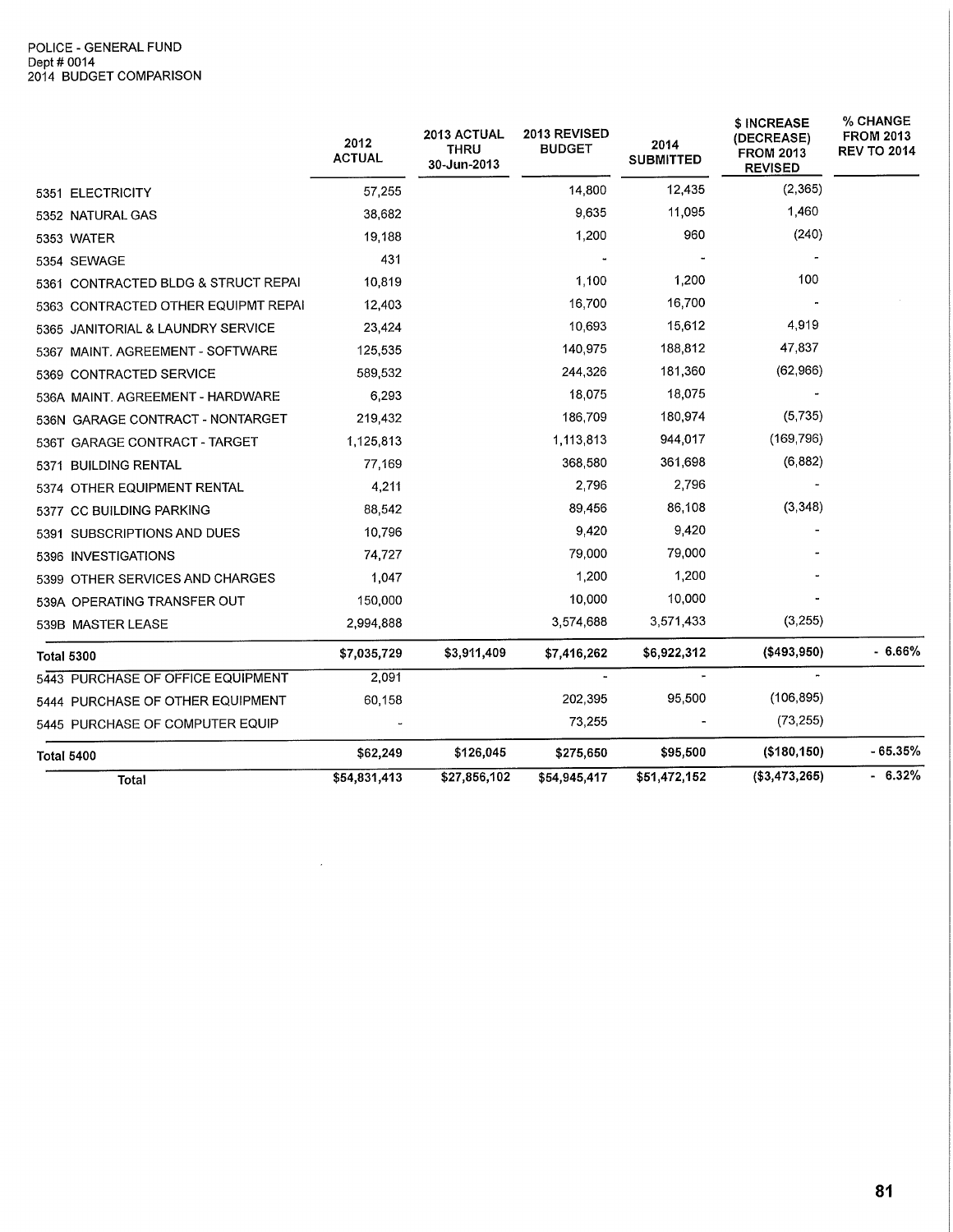POLICE - GENERAL FUND
Dept # 0014
2014 BUDGET COMPARISON

| | 2012 ACTUAL | 2013 ACTUAL THRU 30-Jun-2013 | 2013 REVISED BUDGET | 2014 SUBMITTED | $ INCREASE (DECREASE) FROM 2013 REVISED | % CHANGE FROM 2013 REV TO 2014 |
|---|---|---|---|---|---|---|
| 5351 ELECTRICITY | 57,255 | | 14,800 | 12,435 | (2,365) | |
| 5352 NATURAL GAS | 38,682 | | 9,635 | 11,095 | 1,460 | |
| 5353 WATER | 19,188 | | 1,200 | 960 | (240) | |
| 5354 SEWAGE | 431 | | - | - | - | |
| 5361 CONTRACTED BLDG & STRUCT REPAI | 10,819 | | 1,100 | 1,200 | 100 | |
| 5363 CONTRACTED OTHER EQUIPMT REPAI | 12,403 | | 16,700 | 16,700 | - | |
| 5365 JANITORIAL & LAUNDRY SERVICE | 23,424 | | 10,693 | 15,612 | 4,919 | |
| 5367 MAINT. AGREEMENT - SOFTWARE | 125,535 | | 140,975 | 188,812 | 47,837 | |
| 5369 CONTRACTED SERVICE | 589,532 | | 244,326 | 181,360 | (62,966) | |
| 536A MAINT. AGREEMENT - HARDWARE | 6,293 | | 18,075 | 18,075 | - | |
| 536N GARAGE CONTRACT - NONTARGET | 219,432 | | 186,709 | 180,974 | (5,735) | |
| 536T GARAGE CONTRACT - TARGET | 1,125,813 | | 1,113,813 | 944,017 | (169,796) | |
| 5371 BUILDING RENTAL | 77,169 | | 368,580 | 361,698 | (6,882) | |
| 5374 OTHER EQUIPMENT RENTAL | 4,211 | | 2,796 | 2,796 | - | |
| 5377 CC BUILDING PARKING | 88,542 | | 89,456 | 86,108 | (3,348) | |
| 5391 SUBSCRIPTIONS AND DUES | 10,796 | | 9,420 | 9,420 | - | |
| 5396 INVESTIGATIONS | 74,727 | | 79,000 | 79,000 | - | |
| 5399 OTHER SERVICES AND CHARGES | 1,047 | | 1,200 | 1,200 | - | |
| 539A OPERATING TRANSFER OUT | 150,000 | | 10,000 | 10,000 | - | |
| 539B MASTER LEASE | 2,994,888 | | 3,574,688 | 3,571,433 | (3,255) | |
| **Total 5300** | **$7,035,729** | **$3,911,409** | **$7,416,262** | **$6,922,312** | **($493,950)** | **- 6.66%** |
| 5443 PURCHASE OF OFFICE EQUIPMENT | 2,091 | | - | - | - | |
| 5444 PURCHASE OF OTHER EQUIPMENT | 60,158 | | 202,395 | 95,500 | (106,895) | |
| 5445 PURCHASE OF COMPUTER EQUIP | - | | 73,255 | - | (73,255) | |
| **Total 5400** | **$62,249** | **$126,045** | **$275,650** | **$95,500** | **($180,150)** | **- 65.35%** |
| **Total** | **$54,831,413** | **$27,856,102** | **$54,945,417** | **$51,472,152** | **($3,473,265)** | **- 6.32%** |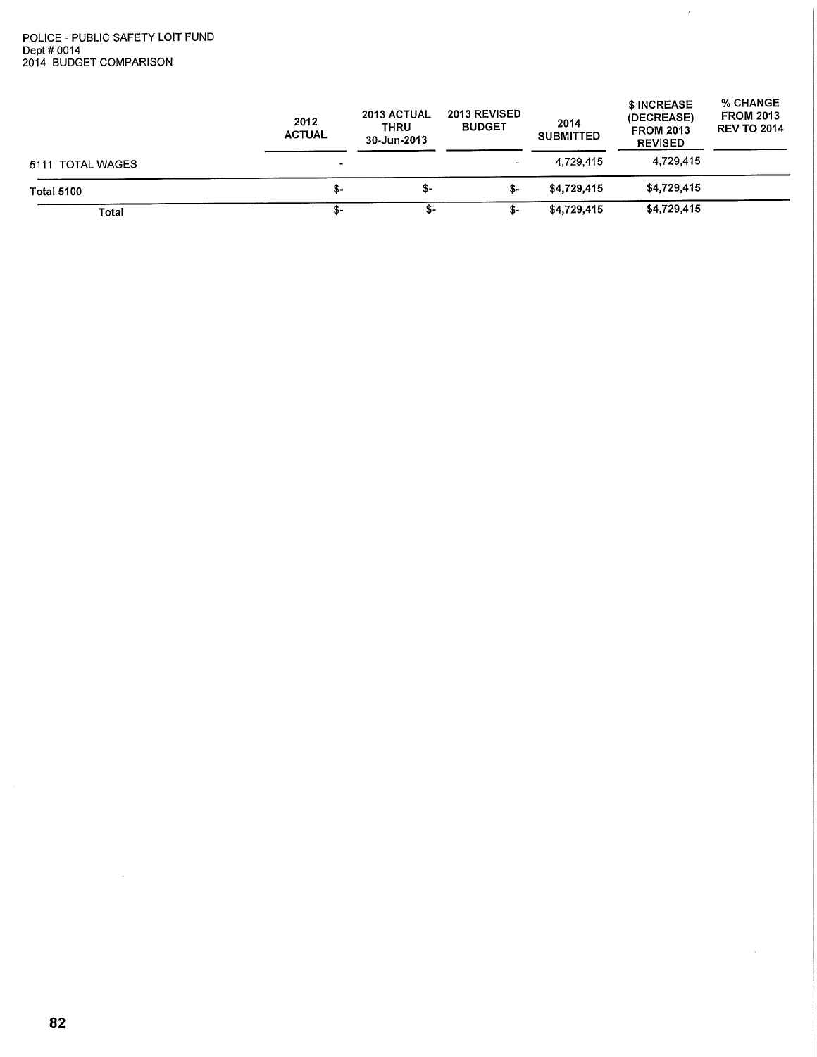POLICE - PUBLIC SAFETY LOIT FUND
Dept # 0014
2014 BUDGET COMPARISON

| | 2012 ACTUAL | 2013 ACTUAL THRU 30-Jun-2013 | 2013 REVISED BUDGET | 2014 SUBMITTED | $ INCREASE (DECREASE) FROM 2013 REVISED | % CHANGE FROM 2013 REV TO 2014 |
|---|---|---|---|---|---|---|
| 5111 TOTAL WAGES | - | | - | 4,729,415 | 4,729,415 | |
| **Total 5100** | $- | $- | $- | $4,729,415 | $4,729,415 | |
| Total | $- | $- | $- | $4,729,415 | $4,729,415 | |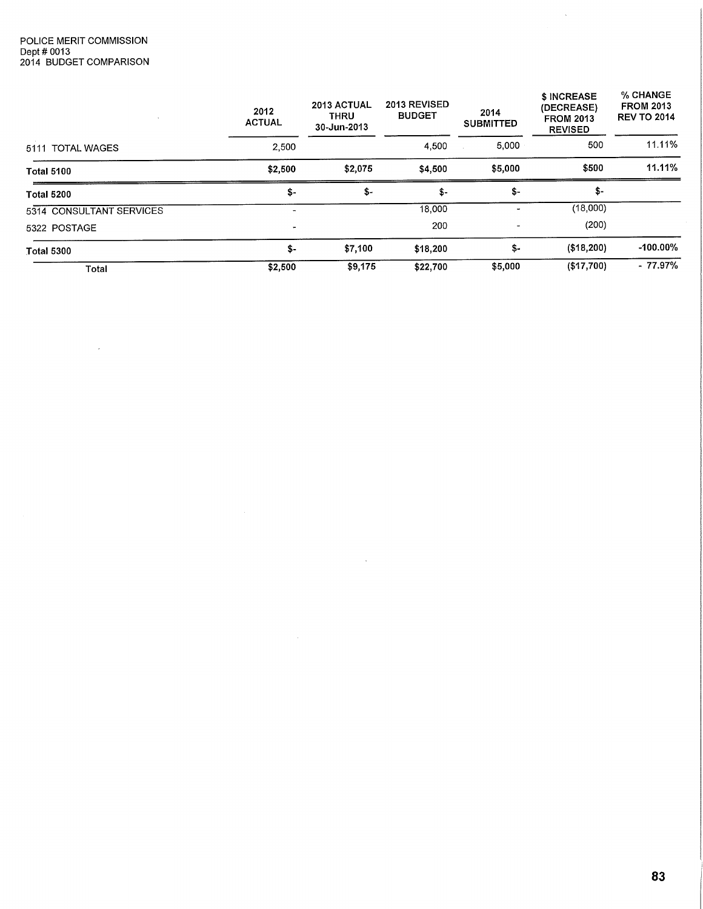POLICE MERIT COMMISSION
Dept # 0013
2014 BUDGET COMPARISON

| | 2012 ACTUAL | 2013 ACTUAL THRU 30-Jun-2013 | 2013 REVISED BUDGET | 2014 SUBMITTED | $ INCREASE (DECREASE) FROM 2013 REVISED | % CHANGE FROM 2013 REV TO 2014 |
|---|---|---|---|---|---|---|
| 5111 TOTAL WAGES | 2,500 | | 4,500 | 5,000 | 500 | 11.11% |
| **Total 5100** | **$2,500** | **$2,075** | **$4,500** | **$5,000** | **$500** | **11.11%** |
| **Total 5200** | **$-** | **$-** | **$-** | **$-** | **$-** | |
| 5314 CONSULTANT SERVICES | - | | 18,000 | - | (18,000) | |
| 5322 POSTAGE | - | | 200 | - | (200) | |
| **Total 5300** | **$-** | **$7,100** | **$18,200** | **$-** | **($18,200)** | **-100.00%** |
| Total | $2,500 | $9,175 | $22,700 | $5,000 | ($17,700) | - 77.97% |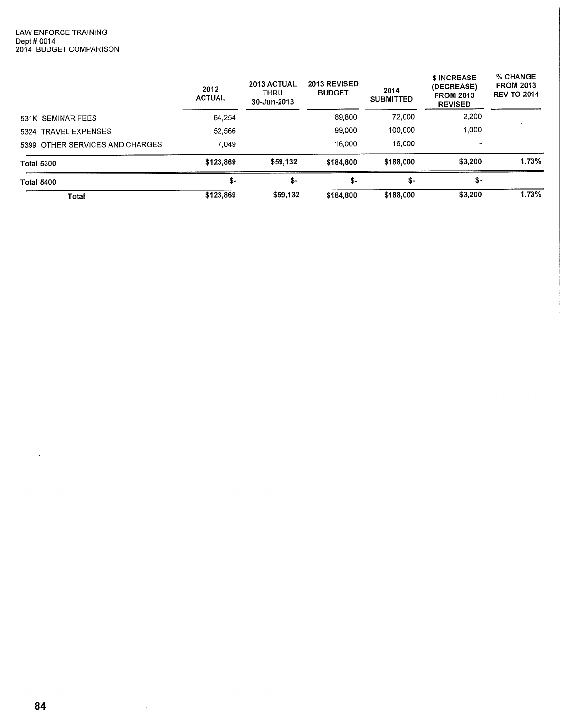LAW ENFORCE TRAINING
Dept # 0014
2014 BUDGET COMPARISON

| | 2012 ACTUAL | 2013 ACTUAL THRU 30-Jun-2013 | 2013 REVISED BUDGET | 2014 SUBMITTED | $ INCREASE (DECREASE) FROM 2013 REVISED | % CHANGE FROM 2013 REV TO 2014 |
|---|---|---|---|---|---|---|
| 531K SEMINAR FEES | 64,254 | | 69,800 | 72,000 | 2,200 | |
| 5324 TRAVEL EXPENSES | 52,566 | | 99,000 | 100,000 | 1,000 | |
| 5399 OTHER SERVICES AND CHARGES | 7,049 | | 16,000 | 16,000 | - | |
| **Total 5300** | **$123,869** | **$59,132** | **$184,800** | **$188,000** | **$3,200** | **1.73%** |
| **Total 5400** | **$-** | **$-** | **$-** | **$-** | **$-** | |
| **Total** | **$123,869** | **$59,132** | **$184,800** | **$188,000** | **$3,200** | **1.73%** |